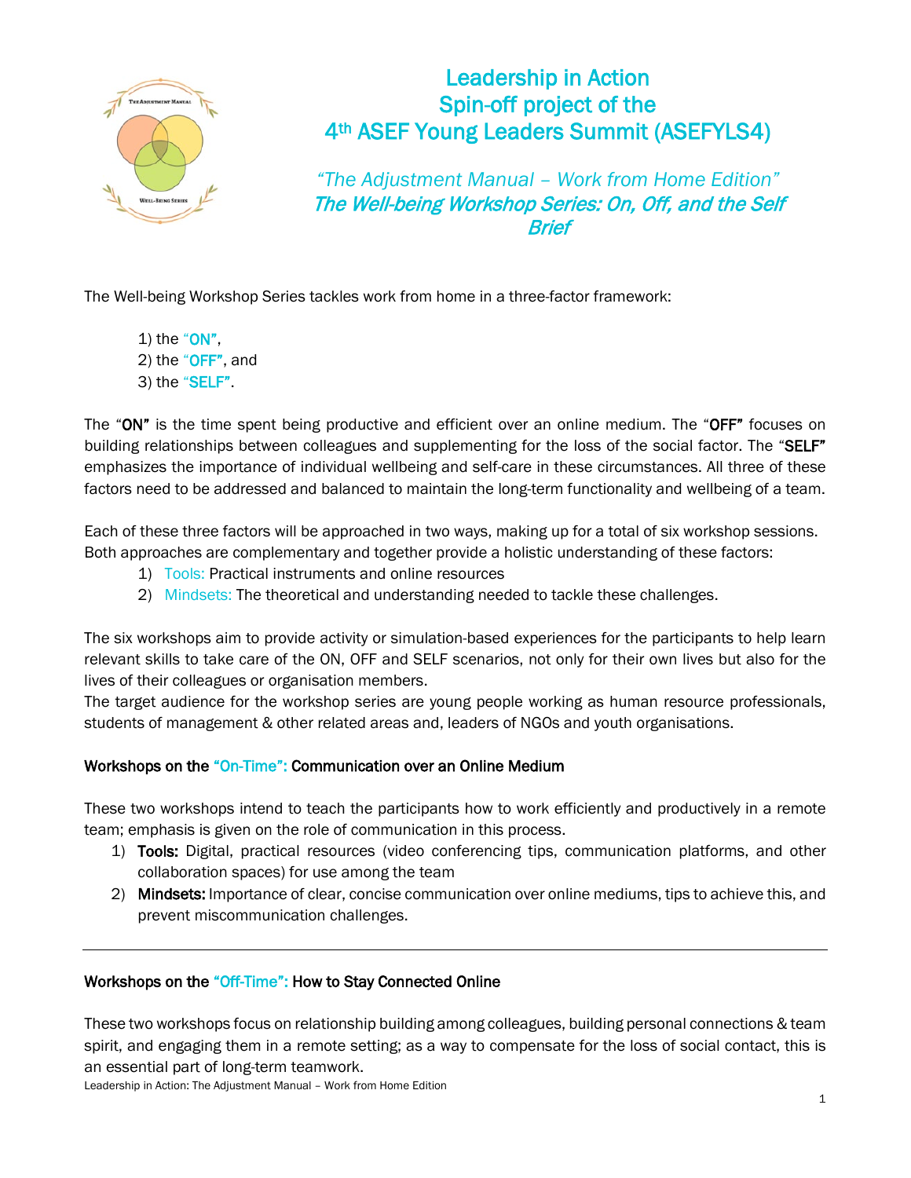# Leadership in Action
# Spin-off project of the
# 4th ASEF Young Leaders Summit (ASEFYLS4)

## *"The Adjustment Manual – Work from Home Edition"*
## ***The Well-being Workshop Series: On, Off, and the Self Brief***

The Well-being Workshop Series tackles work from home in a three-factor framework:

1) the "ON",
2) the "OFF", and
3) the "SELF".

The "**ON**" is the time spent being productive and efficient over an online medium. The "**OFF**" focuses on building relationships between colleagues and supplementing for the loss of the social factor. The "**SELF**" emphasizes the importance of individual wellbeing and self-care in these circumstances. All three of these factors need to be addressed and balanced to maintain the long-term functionality and wellbeing of a team.

Each of these three factors will be approached in two ways, making up for a total of six workshop sessions. Both approaches are complementary and together provide a holistic understanding of these factors:

1) Tools: Practical instruments and online resources
2) Mindsets: The theoretical and understanding needed to tackle these challenges.

The six workshops aim to provide activity or simulation-based experiences for the participants to help learn relevant skills to take care of the ON, OFF and SELF scenarios, not only for their own lives but also for the lives of their colleagues or organisation members.
The target audience for the workshop series are young people working as human resource professionals, students of management & other related areas and, leaders of NGOs and youth organisations.

### Workshops on the "On-Time": Communication over an Online Medium

These two workshops intend to teach the participants how to work efficiently and productively in a remote team; emphasis is given on the role of communication in this process.

1) **Tools:** Digital, practical resources (video conferencing tips, communication platforms, and other collaboration spaces) for use among the team
2) **Mindsets:** Importance of clear, concise communication over online mediums, tips to achieve this, and prevent miscommunication challenges.

---

### Workshops on the "Off-Time": How to Stay Connected Online

These two workshops focus on relationship building among colleagues, building personal connections & team spirit, and engaging them in a remote setting; as a way to compensate for the loss of social contact, this is an essential part of long-term teamwork.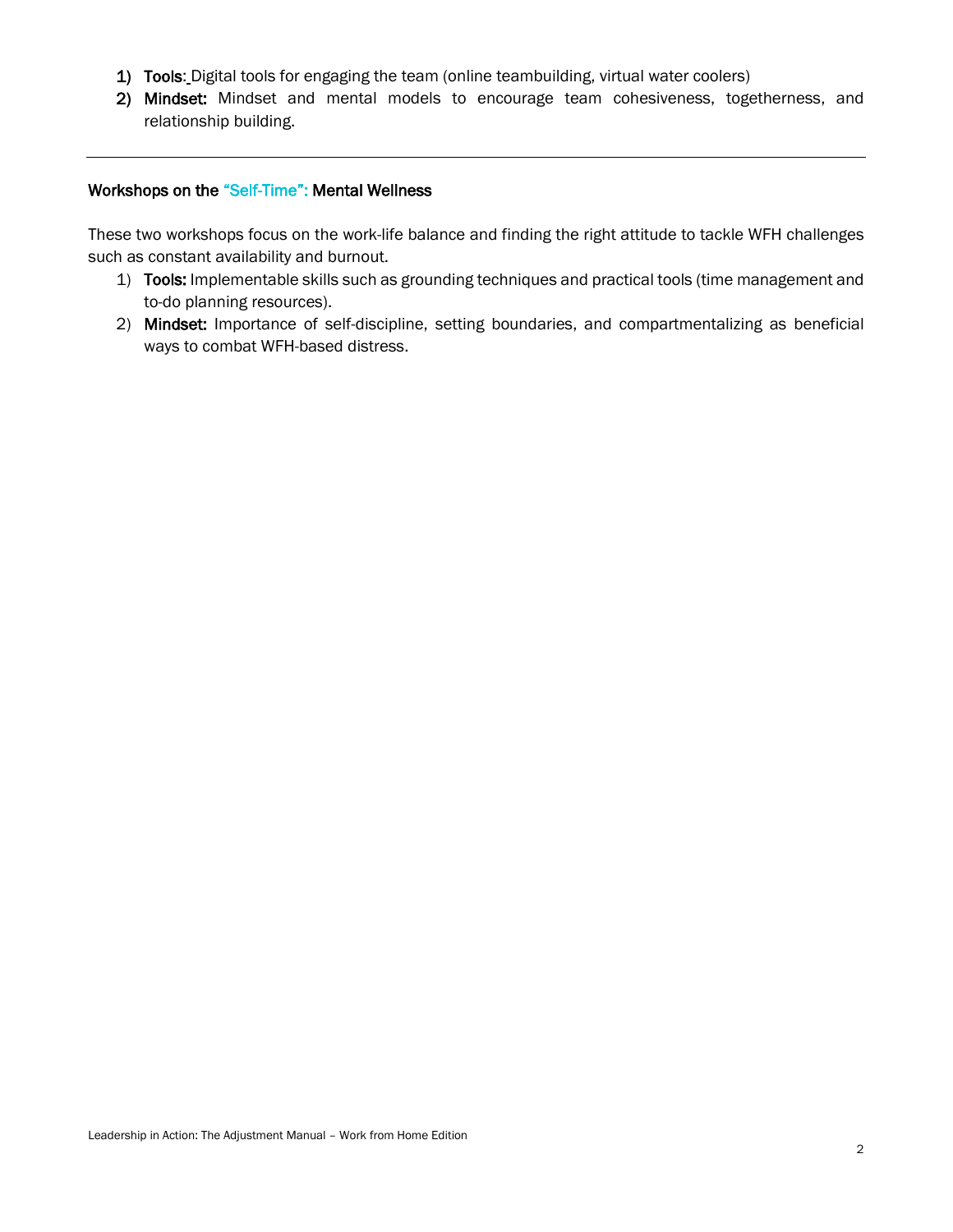1) **Tools**: Digital tools for engaging the team (online teambuilding, virtual water coolers)
2) **Mindset:** Mindset and mental models to encourage team cohesiveness, togetherness, and relationship building.

---

### Workshops on the "Self-Time": Mental Wellness

These two workshops focus on the work-life balance and finding the right attitude to tackle WFH challenges such as constant availability and burnout.

1) **Tools:** Implementable skills such as grounding techniques and practical tools (time management and to-do planning resources).
2) **Mindset:** Importance of self-discipline, setting boundaries, and compartmentalizing as beneficial ways to combat WFH-based distress.